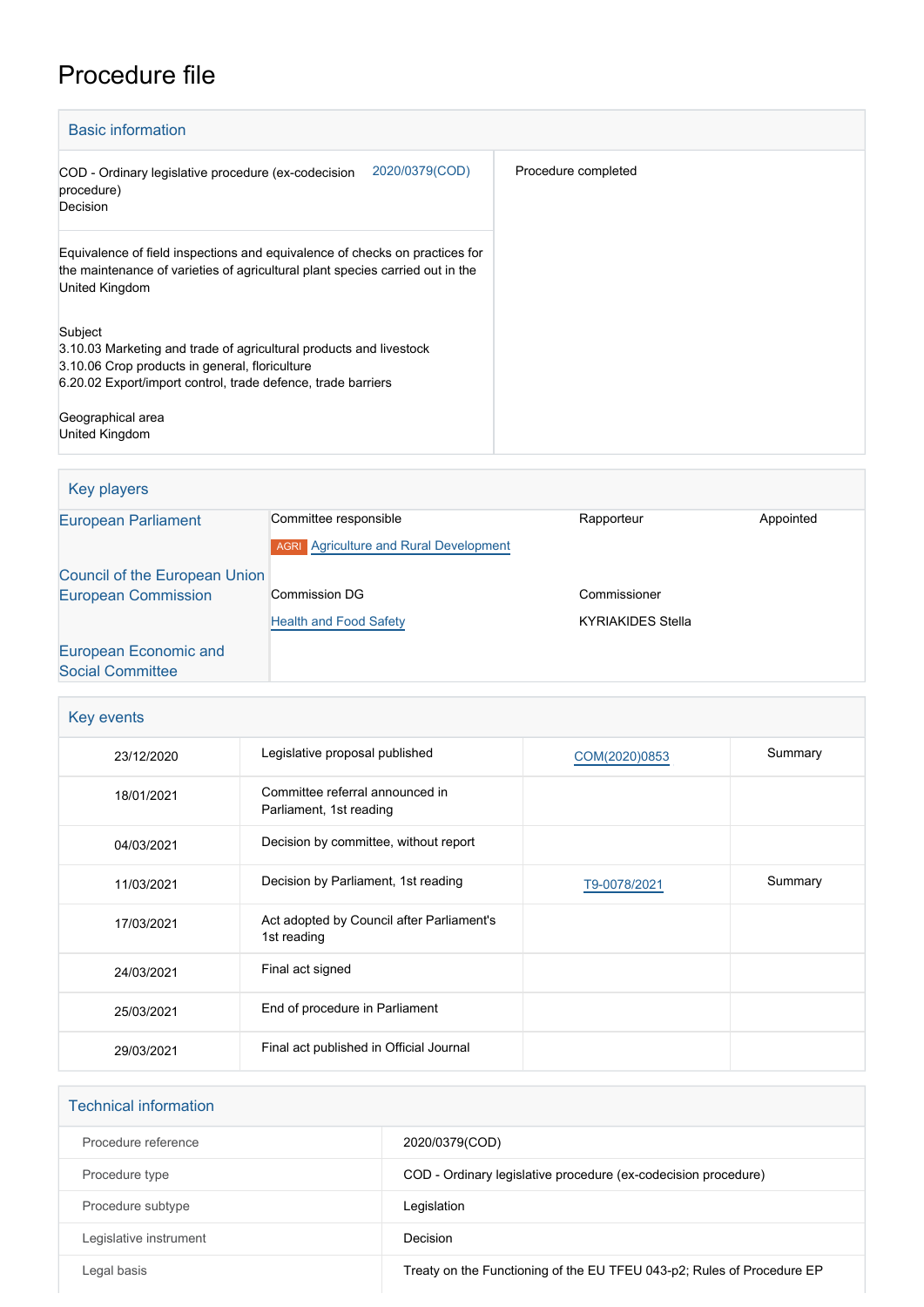# Procedure file

## Basic information

| | |
|---|---|
| COD - Ordinary legislative procedure (ex-codecision procedure) Decision 2020/0379(COD) | Procedure completed |
| Equivalence of field inspections and equivalence of checks on practices for the maintenance of varieties of agricultural plant species carried out in the United Kingdom | |
| Subject<br>3.10.03 Marketing and trade of agricultural products and livestock<br>3.10.06 Crop products in general, floriculture<br>6.20.02 Export/import control, trade defence, trade barriers | |
| Geographical area<br>United Kingdom | |

## Key players

| | | | |
|---|---|---|---|
| European Parliament | Committee responsible<br>AGRI Agriculture and Rural Development | Rapporteur | Appointed |
| Council of the European Union | | | |
| European Commission | Commission DG<br>Health and Food Safety | Commissioner<br>KYRIAKIDES Stella | |
| European Economic and Social Committee | | | |

## Key events

| | | | |
|---|---|---|---|
| 23/12/2020 | Legislative proposal published | COM(2020)0853 | Summary |
| 18/01/2021 | Committee referral announced in Parliament, 1st reading | | |
| 04/03/2021 | Decision by committee, without report | | |
| 11/03/2021 | Decision by Parliament, 1st reading | T9-0078/2021 | Summary |
| 17/03/2021 | Act adopted by Council after Parliament's 1st reading | | |
| 24/03/2021 | Final act signed | | |
| 25/03/2021 | End of procedure in Parliament | | |
| 29/03/2021 | Final act published in Official Journal | | |

## Technical information

| | |
|---|---|
| Procedure reference | 2020/0379(COD) |
| Procedure type | COD - Ordinary legislative procedure (ex-codecision procedure) |
| Procedure subtype | Legislation |
| Legislative instrument | Decision |
| Legal basis | Treaty on the Functioning of the EU TFEU 043-p2; Rules of Procedure EP |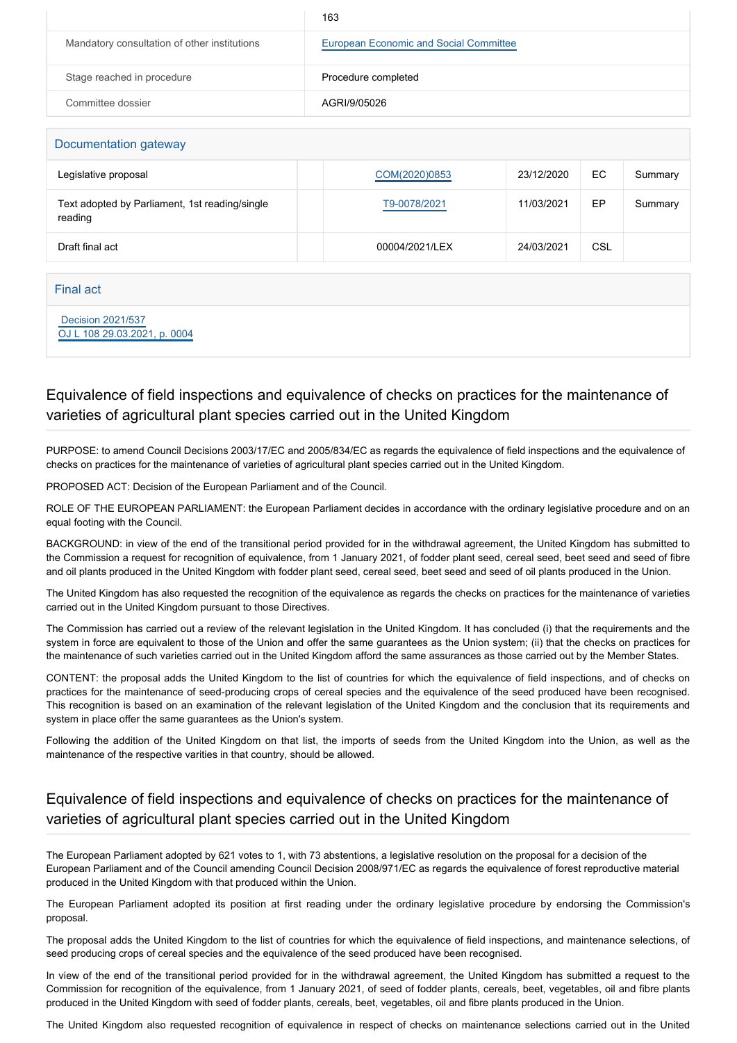| | 163 |
|---|---|
| Mandatory consultation of other institutions | European Economic and Social Committee |
| Stage reached in procedure | Procedure completed |
| Committee dossier | AGRI/9/05026 |

## Documentation gateway

| | | | | | |
|---|---|---|---|---|---|
| Legislative proposal | | COM(2020)0853 | 23/12/2020 | EC | Summary |
| Text adopted by Parliament, 1st reading/single reading | | T9-0078/2021 | 11/03/2021 | EP | Summary |
| Draft final act | | 00004/2021/LEX | 24/03/2021 | CSL | |

## Final act

Decision 2021/537
OJ L 108 29.03.2021, p. 0004

## Equivalence of field inspections and equivalence of checks on practices for the maintenance of varieties of agricultural plant species carried out in the United Kingdom

PURPOSE: to amend Council Decisions 2003/17/EC and 2005/834/EC as regards the equivalence of field inspections and the equivalence of checks on practices for the maintenance of varieties of agricultural plant species carried out in the United Kingdom.

PROPOSED ACT: Decision of the European Parliament and of the Council.

ROLE OF THE EUROPEAN PARLIAMENT: the European Parliament decides in accordance with the ordinary legislative procedure and on an equal footing with the Council.

BACKGROUND: in view of the end of the transitional period provided for in the withdrawal agreement, the United Kingdom has submitted to the Commission a request for recognition of equivalence, from 1 January 2021, of fodder plant seed, cereal seed, beet seed and seed of fibre and oil plants produced in the United Kingdom with fodder plant seed, cereal seed, beet seed and seed of oil plants produced in the Union.

The United Kingdom has also requested the recognition of the equivalence as regards the checks on practices for the maintenance of varieties carried out in the United Kingdom pursuant to those Directives.

The Commission has carried out a review of the relevant legislation in the United Kingdom. It has concluded (i) that the requirements and the system in force are equivalent to those of the Union and offer the same guarantees as the Union system; (ii) that the checks on practices for the maintenance of such varieties carried out in the United Kingdom afford the same assurances as those carried out by the Member States.

CONTENT: the proposal adds the United Kingdom to the list of countries for which the equivalence of field inspections, and of checks on practices for the maintenance of seed-producing crops of cereal species and the equivalence of the seed produced have been recognised. This recognition is based on an examination of the relevant legislation of the United Kingdom and the conclusion that its requirements and system in place offer the same guarantees as the Union's system.

Following the addition of the United Kingdom on that list, the imports of seeds from the United Kingdom into the Union, as well as the maintenance of the respective varities in that country, should be allowed.

## Equivalence of field inspections and equivalence of checks on practices for the maintenance of varieties of agricultural plant species carried out in the United Kingdom

The European Parliament adopted by 621 votes to 1, with 73 abstentions, a legislative resolution on the proposal for a decision of the European Parliament and of the Council amending Council Decision 2008/971/EC as regards the equivalence of forest reproductive material produced in the United Kingdom with that produced within the Union.

The European Parliament adopted its position at first reading under the ordinary legislative procedure by endorsing the Commission's proposal.

The proposal adds the United Kingdom to the list of countries for which the equivalence of field inspections, and maintenance selections, of seed producing crops of cereal species and the equivalence of the seed produced have been recognised.

In view of the end of the transitional period provided for in the withdrawal agreement, the United Kingdom has submitted a request to the Commission for recognition of the equivalence, from 1 January 2021, of seed of fodder plants, cereals, beet, vegetables, oil and fibre plants produced in the United Kingdom with seed of fodder plants, cereals, beet, vegetables, oil and fibre plants produced in the Union.

The United Kingdom also requested recognition of equivalence in respect of checks on maintenance selections carried out in the United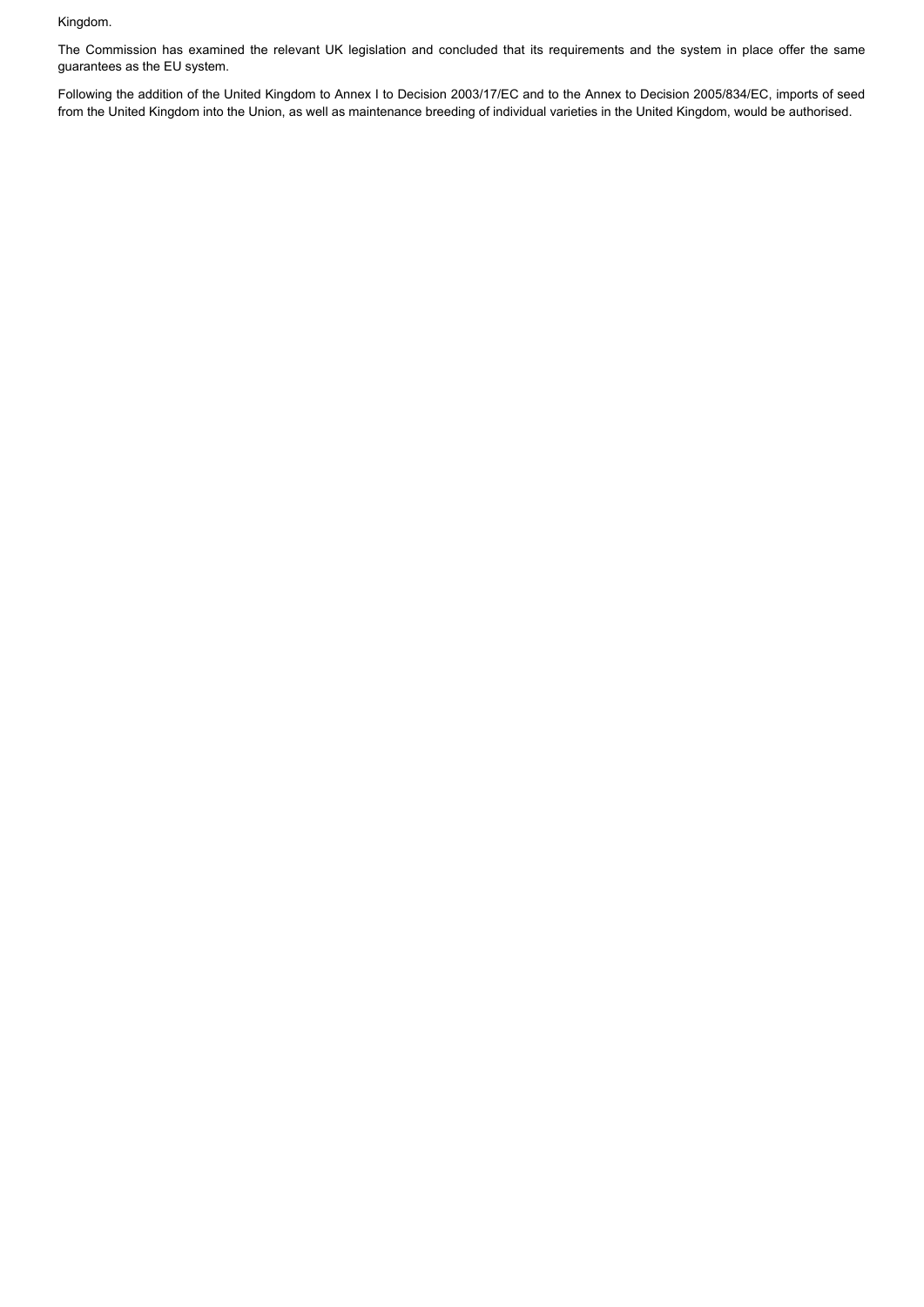Kingdom.

The Commission has examined the relevant UK legislation and concluded that its requirements and the system in place offer the same guarantees as the EU system.

Following the addition of the United Kingdom to Annex I to Decision 2003/17/EC and to the Annex to Decision 2005/834/EC, imports of seed from the United Kingdom into the Union, as well as maintenance breeding of individual varieties in the United Kingdom, would be authorised.